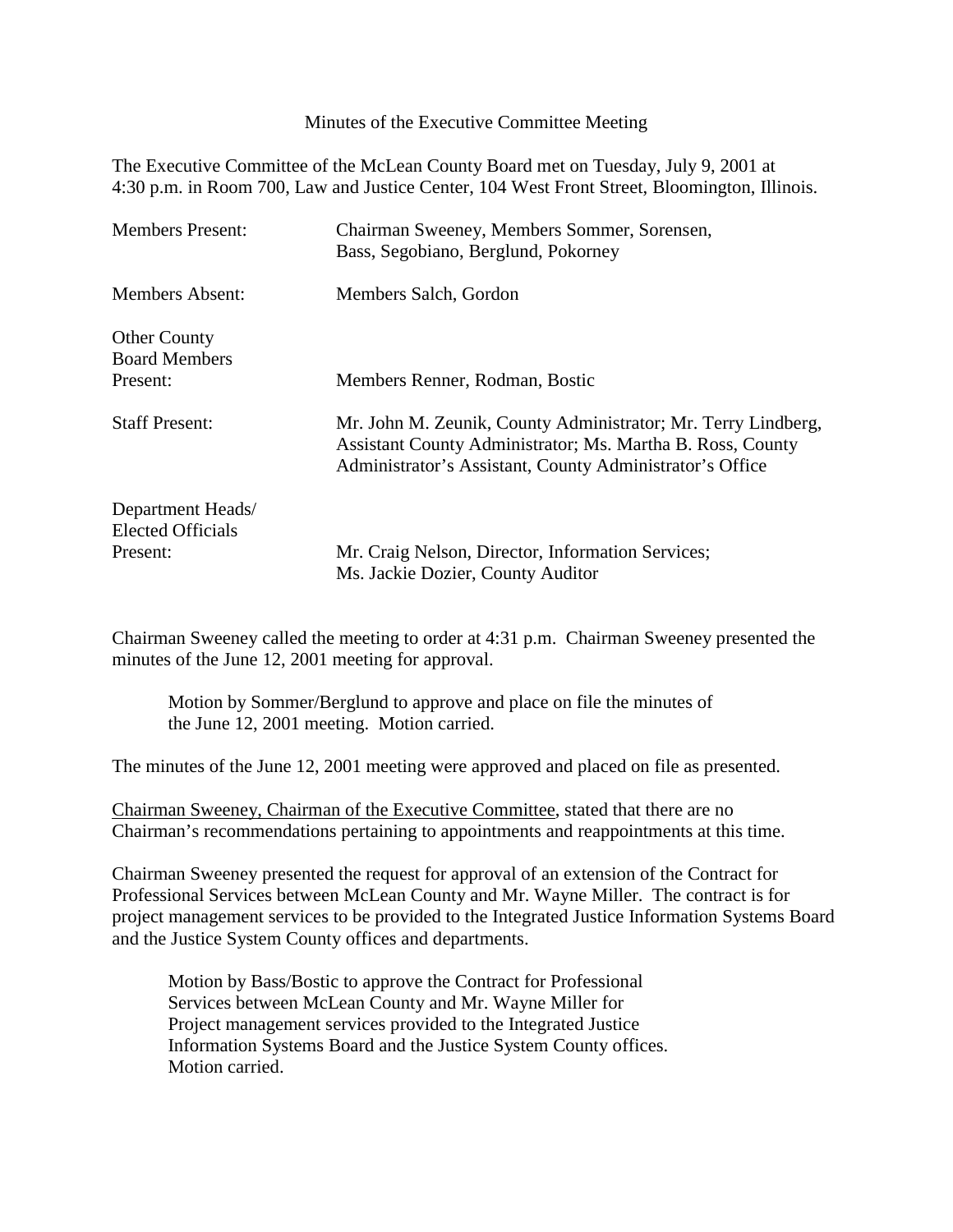Minutes of the Executive Committee Meeting

The Executive Committee of the McLean County Board met on Tuesday, July 9, 2001 at 4:30 p.m. in Room 700, Law and Justice Center, 104 West Front Street, Bloomington, Illinois.

| | |
|---|---|
| Members Present: | Chairman Sweeney, Members Sommer, Sorensen, Bass, Segobiano, Berglund, Pokorney |
| Members Absent: | Members Salch, Gordon |
| Other County Board Members Present: | Members Renner, Rodman, Bostic |
| Staff Present: | Mr. John M. Zeunik, County Administrator; Mr. Terry Lindberg, Assistant County Administrator; Ms. Martha B. Ross, County Administrator's Assistant, County Administrator's Office |
| Department Heads/ Elected Officials Present: | Mr. Craig Nelson, Director, Information Services; Ms. Jackie Dozier, County Auditor |

Chairman Sweeney called the meeting to order at 4:31 p.m. Chairman Sweeney presented the minutes of the June 12, 2001 meeting for approval.

> Motion by Sommer/Berglund to approve and place on file the minutes of the June 12, 2001 meeting. Motion carried.

The minutes of the June 12, 2001 meeting were approved and placed on file as presented.

Chairman Sweeney, Chairman of the Executive Committee, stated that there are no Chairman's recommendations pertaining to appointments and reappointments at this time.

Chairman Sweeney presented the request for approval of an extension of the Contract for Professional Services between McLean County and Mr. Wayne Miller. The contract is for project management services to be provided to the Integrated Justice Information Systems Board and the Justice System County offices and departments.

> Motion by Bass/Bostic to approve the Contract for Professional Services between McLean County and Mr. Wayne Miller for Project management services provided to the Integrated Justice Information Systems Board and the Justice System County offices. Motion carried.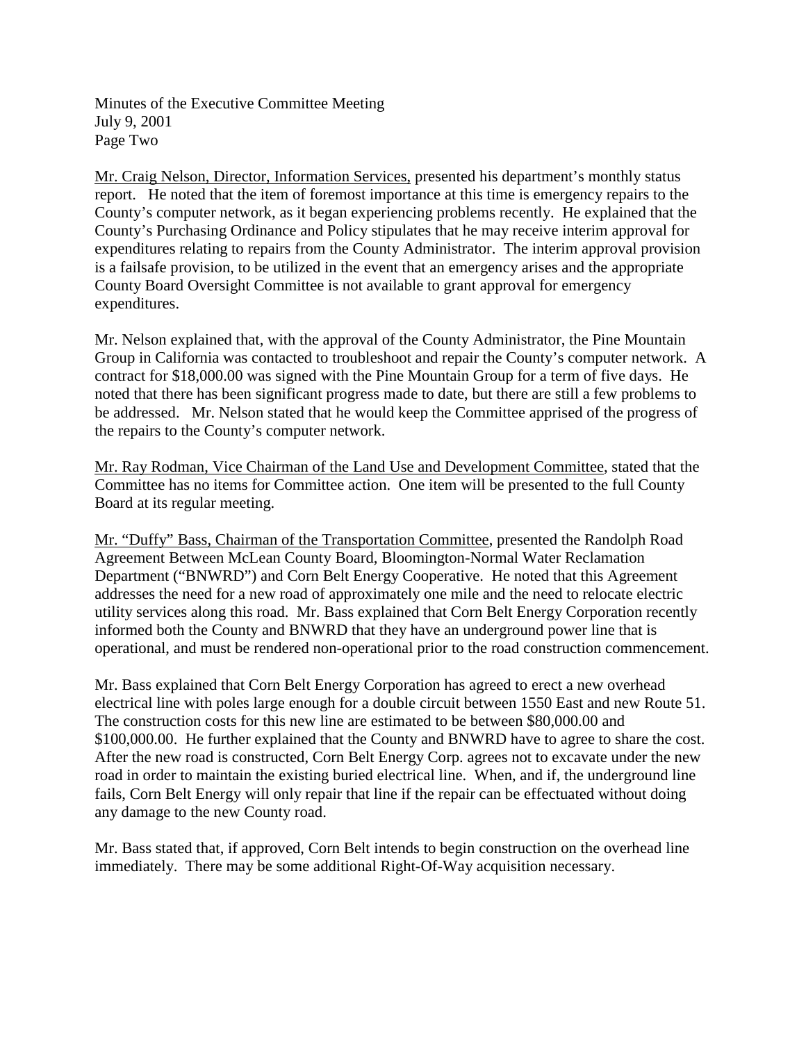Mr. Craig Nelson, Director, Information Services, presented his department's monthly status report. He noted that the item of foremost importance at this time is emergency repairs to the County's computer network, as it began experiencing problems recently. He explained that the County's Purchasing Ordinance and Policy stipulates that he may receive interim approval for expenditures relating to repairs from the County Administrator. The interim approval provision is a failsafe provision, to be utilized in the event that an emergency arises and the appropriate County Board Oversight Committee is not available to grant approval for emergency expenditures.

Mr. Nelson explained that, with the approval of the County Administrator, the Pine Mountain Group in California was contacted to troubleshoot and repair the County's computer network. A contract for $18,000.00 was signed with the Pine Mountain Group for a term of five days. He noted that there has been significant progress made to date, but there are still a few problems to be addressed. Mr. Nelson stated that he would keep the Committee apprised of the progress of the repairs to the County's computer network.

Mr. Ray Rodman, Vice Chairman of the Land Use and Development Committee, stated that the Committee has no items for Committee action. One item will be presented to the full County Board at its regular meeting.

Mr. "Duffy" Bass, Chairman of the Transportation Committee, presented the Randolph Road Agreement Between McLean County Board, Bloomington-Normal Water Reclamation Department ("BNWRD") and Corn Belt Energy Cooperative. He noted that this Agreement addresses the need for a new road of approximately one mile and the need to relocate electric utility services along this road. Mr. Bass explained that Corn Belt Energy Corporation recently informed both the County and BNWRD that they have an underground power line that is operational, and must be rendered non-operational prior to the road construction commencement.

Mr. Bass explained that Corn Belt Energy Corporation has agreed to erect a new overhead electrical line with poles large enough for a double circuit between 1550 East and new Route 51. The construction costs for this new line are estimated to be between $80,000.00 and $100,000.00. He further explained that the County and BNWRD have to agree to share the cost. After the new road is constructed, Corn Belt Energy Corp. agrees not to excavate under the new road in order to maintain the existing buried electrical line. When, and if, the underground line fails, Corn Belt Energy will only repair that line if the repair can be effectuated without doing any damage to the new County road.

Mr. Bass stated that, if approved, Corn Belt intends to begin construction on the overhead line immediately. There may be some additional Right-Of-Way acquisition necessary.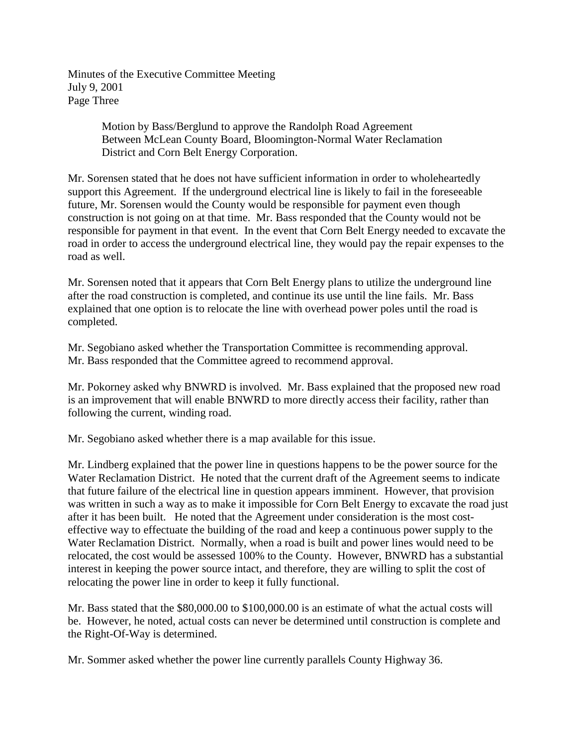Minutes of the Executive Committee Meeting
July 9, 2001

Motion by Bass/Berglund to approve the Randolph Road Agreement Between McLean County Board, Bloomington-Normal Water Reclamation District and Corn Belt Energy Corporation.

Mr. Sorensen stated that he does not have sufficient information in order to wholeheartedly support this Agreement. If the underground electrical line is likely to fail in the foreseeable future, Mr. Sorensen would the County would be responsible for payment even though construction is not going on at that time. Mr. Bass responded that the County would not be responsible for payment in that event. In the event that Corn Belt Energy needed to excavate the road in order to access the underground electrical line, they would pay the repair expenses to the road as well.

Mr. Sorensen noted that it appears that Corn Belt Energy plans to utilize the underground line after the road construction is completed, and continue its use until the line fails. Mr. Bass explained that one option is to relocate the line with overhead power poles until the road is completed.

Mr. Segobiano asked whether the Transportation Committee is recommending approval. Mr. Bass responded that the Committee agreed to recommend approval.

Mr. Pokorney asked why BNWRD is involved. Mr. Bass explained that the proposed new road is an improvement that will enable BNWRD to more directly access their facility, rather than following the current, winding road.

Mr. Segobiano asked whether there is a map available for this issue.

Mr. Lindberg explained that the power line in questions happens to be the power source for the Water Reclamation District. He noted that the current draft of the Agreement seems to indicate that future failure of the electrical line in question appears imminent. However, that provision was written in such a way as to make it impossible for Corn Belt Energy to excavate the road just after it has been built. He noted that the Agreement under consideration is the most cost-effective way to effectuate the building of the road and keep a continuous power supply to the Water Reclamation District. Normally, when a road is built and power lines would need to be relocated, the cost would be assessed 100% to the County. However, BNWRD has a substantial interest in keeping the power source intact, and therefore, they are willing to split the cost of relocating the power line in order to keep it fully functional.

Mr. Bass stated that the $80,000.00 to $100,000.00 is an estimate of what the actual costs will be. However, he noted, actual costs can never be determined until construction is complete and the Right-Of-Way is determined.

Mr. Sommer asked whether the power line currently parallels County Highway 36.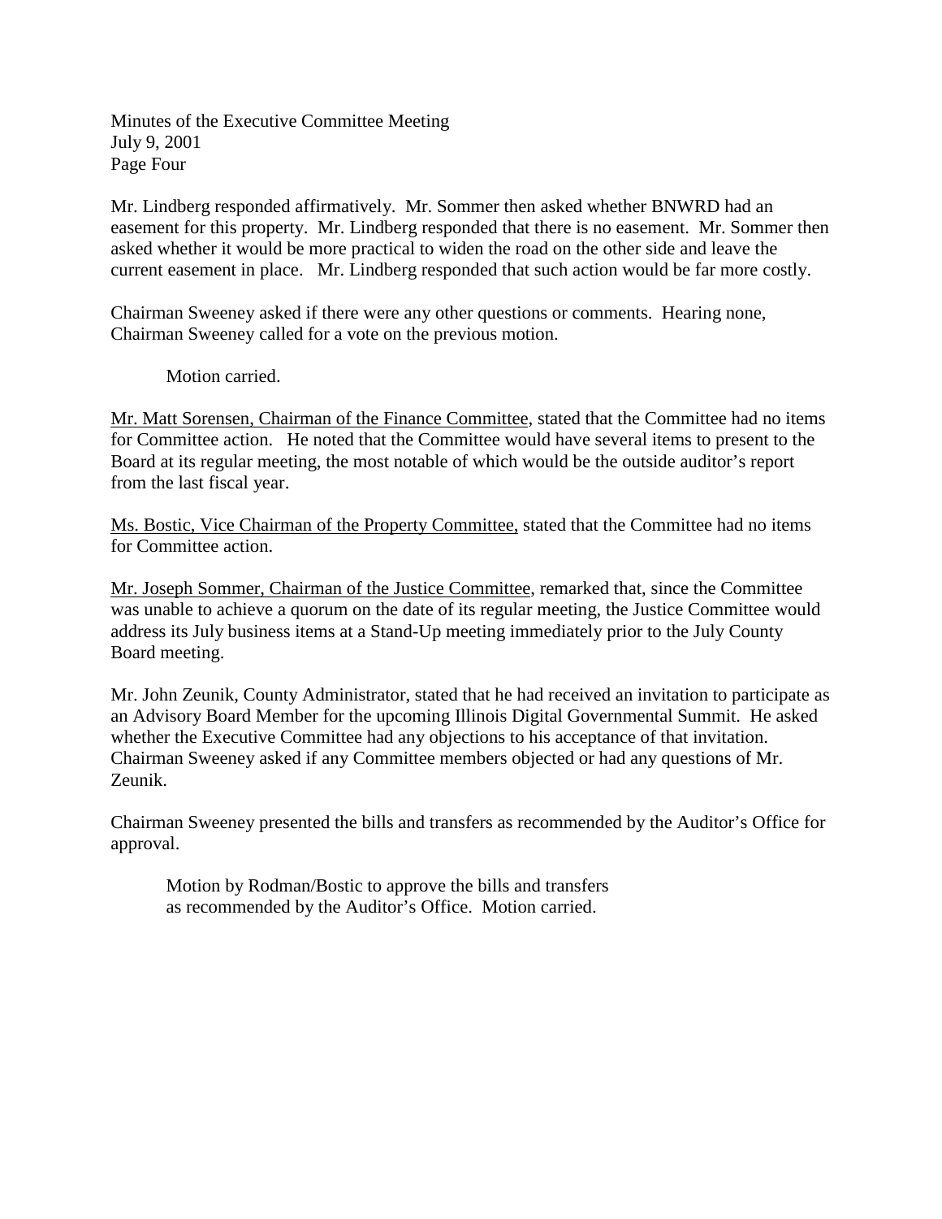Minutes of the Executive Committee Meeting
July 9, 2001
Page Four

Mr. Lindberg responded affirmatively. Mr. Sommer then asked whether BNWRD had an easement for this property. Mr. Lindberg responded that there is no easement. Mr. Sommer then asked whether it would be more practical to widen the road on the other side and leave the current easement in place. Mr. Lindberg responded that such action would be far more costly.

Chairman Sweeney asked if there were any other questions or comments. Hearing none, Chairman Sweeney called for a vote on the previous motion.

> Motion carried.

<u>Mr. Matt Sorensen, Chairman of the Finance Committee</u>, stated that the Committee had no items for Committee action. He noted that the Committee would have several items to present to the Board at its regular meeting, the most notable of which would be the outside auditor's report from the last fiscal year.

<u>Ms. Bostic, Vice Chairman of the Property Committee,</u> stated that the Committee had no items for Committee action.

<u>Mr. Joseph Sommer, Chairman of the Justice Committee</u>, remarked that, since the Committee was unable to achieve a quorum on the date of its regular meeting, the Justice Committee would address its July business items at a Stand-Up meeting immediately prior to the July County Board meeting.

Mr. John Zeunik, County Administrator, stated that he had received an invitation to participate as an Advisory Board Member for the upcoming Illinois Digital Governmental Summit. He asked whether the Executive Committee had any objections to his acceptance of that invitation. Chairman Sweeney asked if any Committee members objected or had any questions of Mr. Zeunik.

Chairman Sweeney presented the bills and transfers as recommended by the Auditor's Office for approval.

> Motion by Rodman/Bostic to approve the bills and transfers as recommended by the Auditor's Office. Motion carried.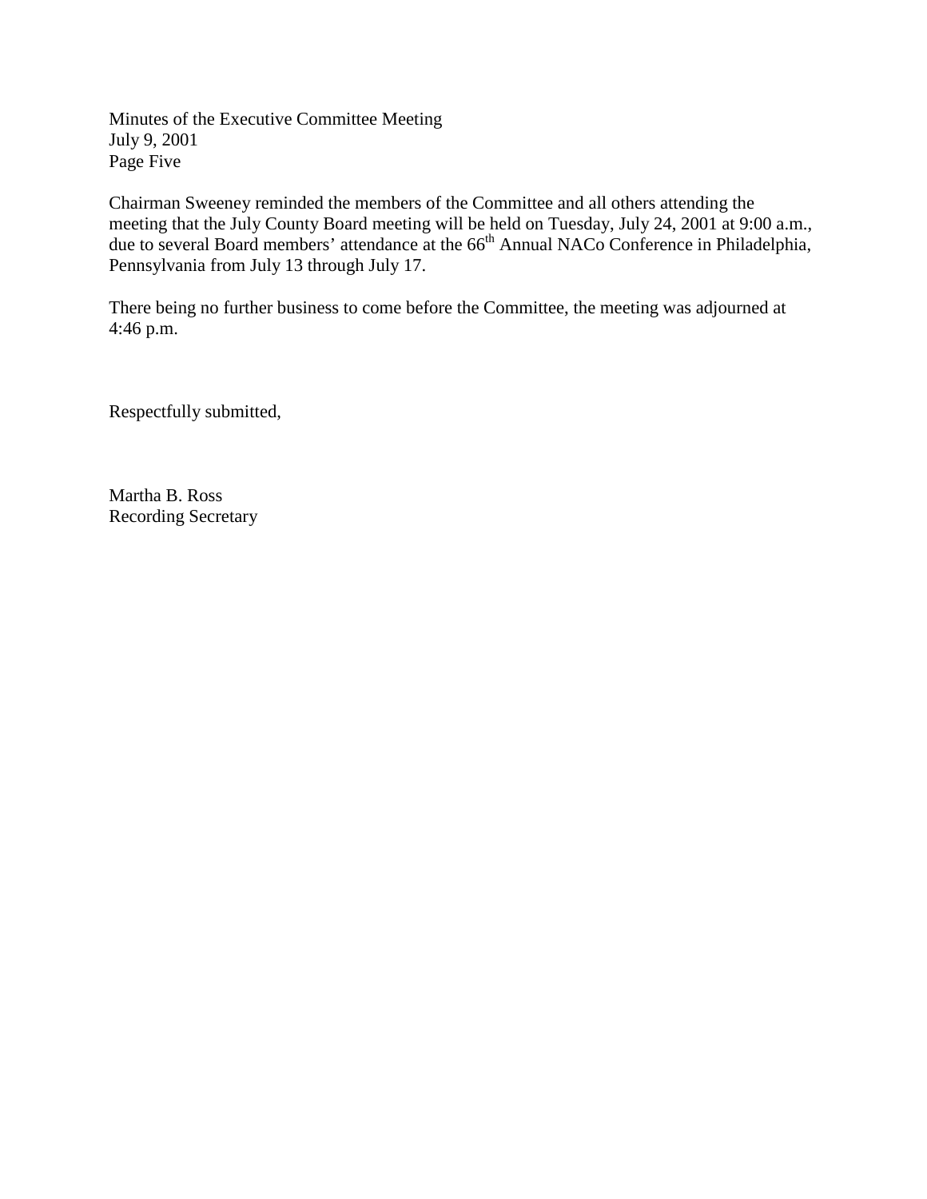Chairman Sweeney reminded the members of the Committee and all others attending the meeting that the July County Board meeting will be held on Tuesday, July 24, 2001 at 9:00 a.m., due to several Board members' attendance at the 66th Annual NACo Conference in Philadelphia, Pennsylvania from July 13 through July 17.

There being no further business to come before the Committee, the meeting was adjourned at 4:46 p.m.

Respectfully submitted,

Martha B. Ross
Recording Secretary